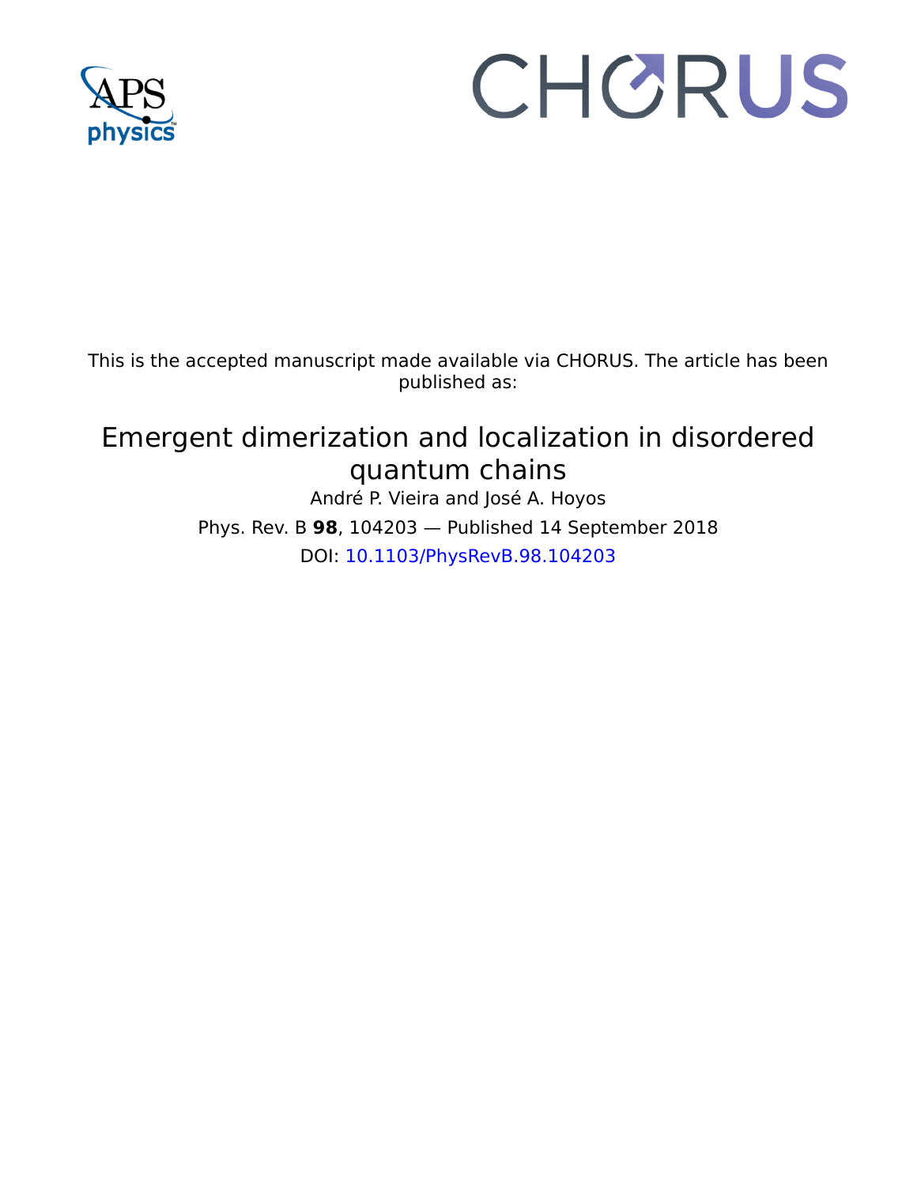This is the accepted manuscript made available via CHORUS. The article has been published as:

# Emergent dimerization and localization in disordered quantum chains

André P. Vieira and José A. Hoyos

Phys. Rev. B **98**, 104203 — Published 14 September 2018

DOI: 10.1103/PhysRevB.98.104203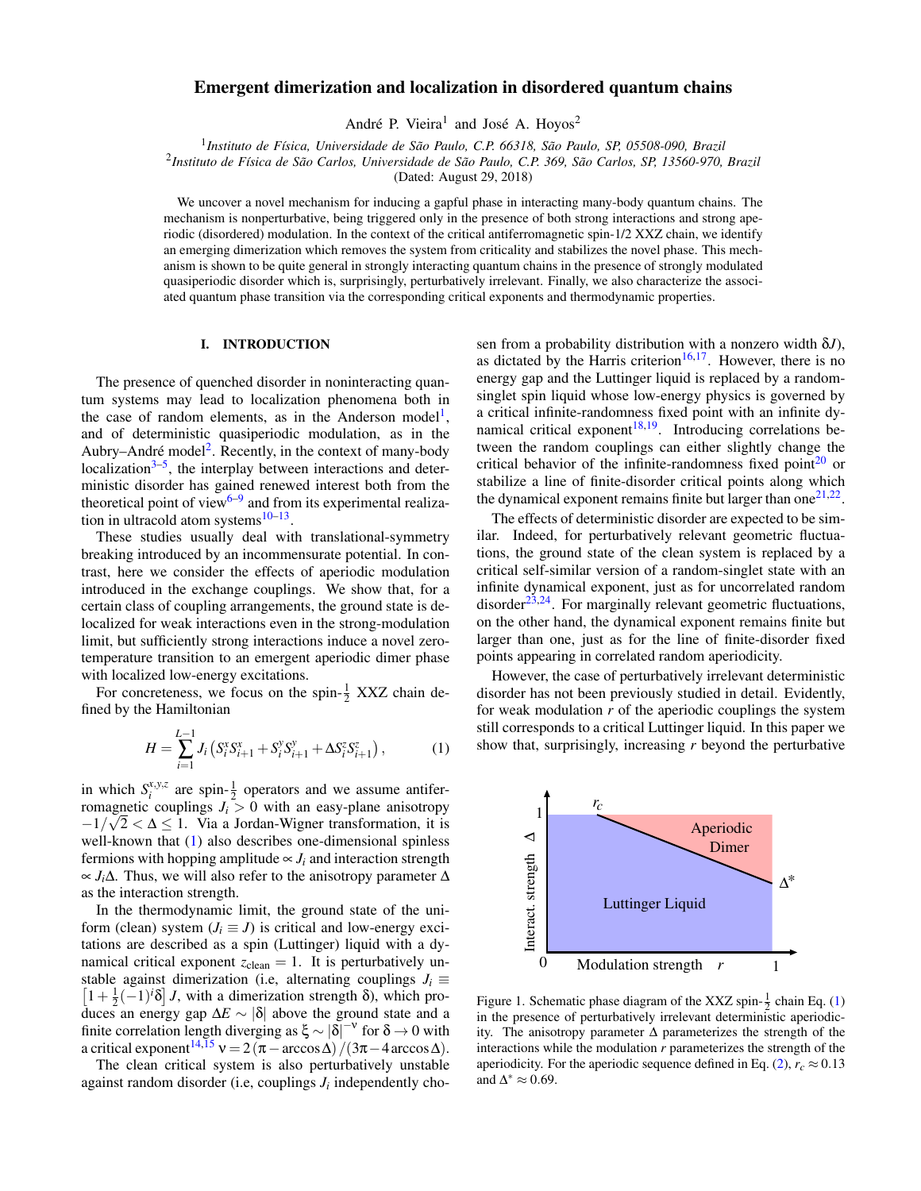# Emergent dimerization and localization in disordered quantum chains

André P. Vieira[1] and José A. Hoyos[2]

[1]*Instituto de Física, Universidade de São Paulo, C.P. 66318, São Paulo, SP, 05508-090, Brazil*
[2]*Instituto de Física de São Carlos, Universidade de São Paulo, C.P. 369, São Carlos, SP, 13560-970, Brazil*

(Dated: August 29, 2018)

We uncover a novel mechanism for inducing a gapful phase in interacting many-body quantum chains. The mechanism is nonperturbative, being triggered only in the presence of both strong interactions and strong aperiodic (disordered) modulation. In the context of the critical antiferromagnetic spin-1/2 XXZ chain, we identify an emerging dimerization which removes the system from criticality and stabilizes the novel phase. This mechanism is shown to be quite general in strongly interacting quantum chains in the presence of strongly modulated quasiperiodic disorder which is, surprisingly, perturbatively irrelevant. Finally, we also characterize the associated quantum phase transition via the corresponding critical exponents and thermodynamic properties.

## I. INTRODUCTION

The presence of quenched disorder in noninteracting quantum systems may lead to localization phenomena both in the case of random elements, as in the Anderson model[1], and of deterministic quasiperiodic modulation, as in the Aubry–André model[2]. Recently, in the context of many-body localization[3–5], the interplay between interactions and deterministic disorder has gained renewed interest both from the theoretical point of view[6–9] and from its experimental realization in ultracold atom systems[10–13].

These studies usually deal with translational-symmetry breaking introduced by an incommensurate potential. In contrast, here we consider the effects of aperiodic modulation introduced in the exchange couplings. We show that, for a certain class of coupling arrangements, the ground state is delocalized for weak interactions even in the strong-modulation limit, but sufficiently strong interactions induce a novel zero-temperature transition to an emergent aperiodic dimer phase with localized low-energy excitations.

For concreteness, we focus on the spin-$\frac{1}{2}$ XXZ chain defined by the Hamiltonian

$$H=\sum_{i=1}^{L-1} J_i\left(S_i^x S_{i+1}^x+S_i^y S_{i+1}^y+\Delta S_i^z S_{i+1}^z\right), \qquad (1)$$

in which $S_i^{x,y,z}$ are spin-$\frac{1}{2}$ operators and we assume antiferromagnetic couplings $J_i>0$ with an easy-plane anisotropy $-1/\sqrt{2}<\Delta\leq 1$. Via a Jordan-Wigner transformation, it is well-known that (1) also describes one-dimensional spinless fermions with hopping amplitude $\propto J_i$ and interaction strength $\propto J_i\Delta$. Thus, we will also refer to the anisotropy parameter $\Delta$ as the interaction strength.

In the thermodynamic limit, the ground state of the uniform (clean) system ($J_i\equiv J$) is critical and low-energy excitations are described as a spin (Luttinger) liquid with a dynamical critical exponent $z_{\text{clean}}=1$. It is perturbatively unstable against dimerization (i.e, alternating couplings $J_i\equiv\left[1+\frac{1}{2}(-1)^i\delta\right]J$, with a dimerization strength $\delta$), which produces an energy gap $\Delta E\sim|\delta|$ above the ground state and a finite correlation length diverging as $\xi\sim|\delta|^{-\nu}$ for $\delta\to 0$ with a critical exponent[14,15] $\nu=2\left(\pi-\arccos\Delta\right)/\left(3\pi-4\arccos\Delta\right)$.

The clean critical system is also perturbatively unstable against random disorder (i.e, couplings $J_i$ independently chosen from a probability distribution with a nonzero width $\delta J$), as dictated by the Harris criterion[16,17]. However, there is no energy gap and the Luttinger liquid is replaced by a random-singlet spin liquid whose low-energy physics is governed by a critical infinite-randomness fixed point with an infinite dynamical critical exponent[18,19]. Introducing correlations between the random couplings can either slightly change the critical behavior of the infinite-randomness fixed point[20] or stabilize a line of finite-disorder critical points along which the dynamical exponent remains finite but larger than one[21,22].

The effects of deterministic disorder are expected to be similar. Indeed, for perturbatively relevant geometric fluctuations, the ground state of the clean system is replaced by a critical self-similar version of a random-singlet state with an infinite dynamical exponent, just as for uncorrelated random disorder[23,24]. For marginally relevant geometric fluctuations, on the other hand, the dynamical exponent remains finite but larger than one, just as for the line of finite-disorder fixed points appearing in correlated random aperiodicity.

However, the case of perturbatively irrelevant deterministic disorder has not been previously studied in detail. Evidently, for weak modulation $r$ of the aperiodic couplings the system still corresponds to a critical Luttinger liquid. In this paper we show that, surprisingly, increasing $r$ beyond the perturbative

Figure 1. Schematic phase diagram of the XXZ spin-$\frac{1}{2}$ chain Eq. (1) in the presence of perturbatively irrelevant deterministic aperiodicity. The anisotropy parameter $\Delta$ parameterizes the strength of the interactions while the modulation $r$ parameterizes the strength of the aperiodicity. For the aperiodic sequence defined in Eq. (2), $r_c\approx 0.13$ and $\Delta^*\approx 0.69$.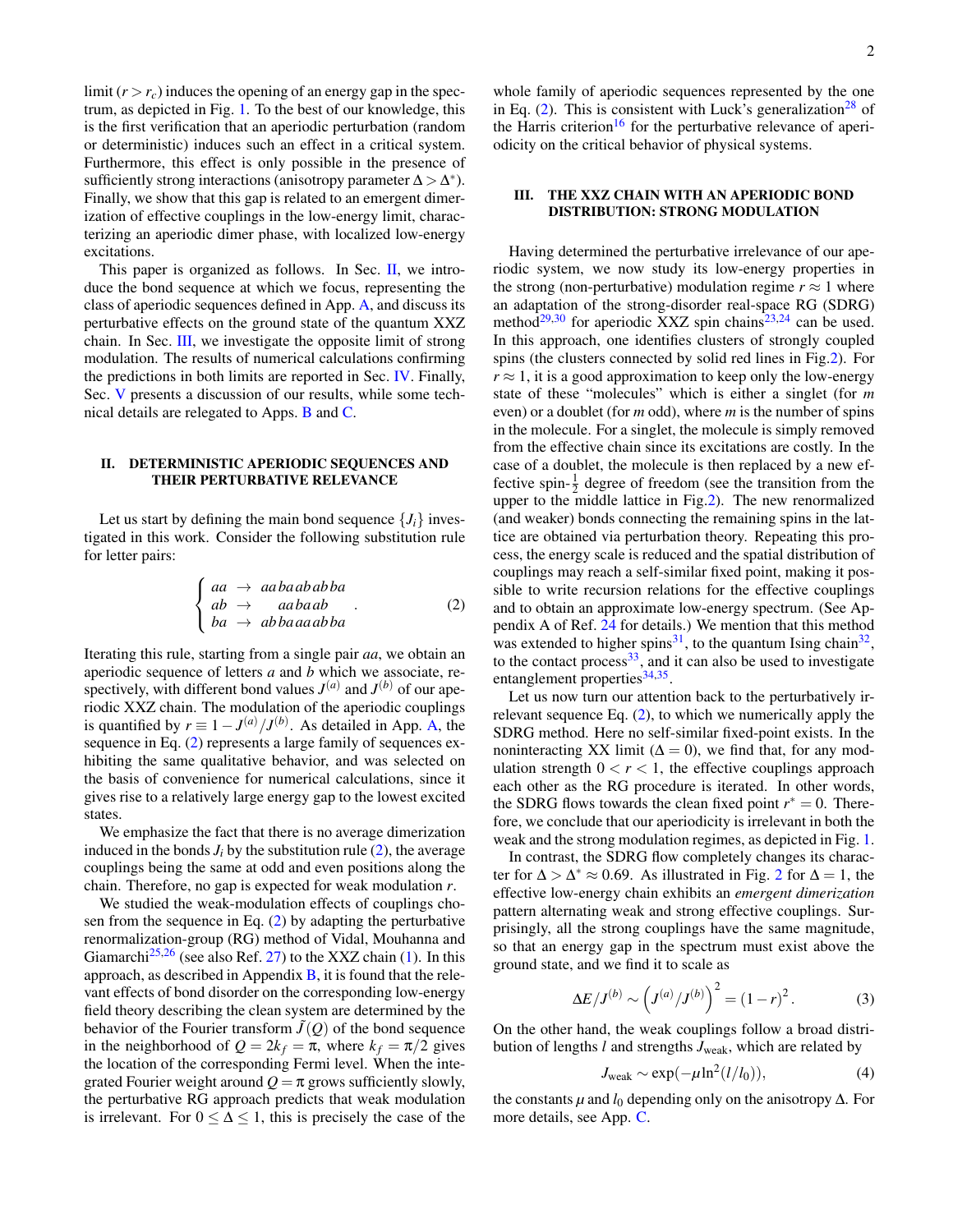limit ($r > r_c$) induces the opening of an energy gap in the spectrum, as depicted in Fig. 1. To the best of our knowledge, this is the first verification that an aperiodic perturbation (random or deterministic) induces such an effect in a critical system. Furthermore, this effect is only possible in the presence of sufficiently strong interactions (anisotropy parameter $\Delta > \Delta^*$). Finally, we show that this gap is related to an emergent dimerization of effective couplings in the low-energy limit, characterizing an aperiodic dimer phase, with localized low-energy excitations.

This paper is organized as follows. In Sec. II, we introduce the bond sequence at which we focus, representing the class of aperiodic sequences defined in App. A, and discuss its perturbative effects on the ground state of the quantum XXZ chain. In Sec. III, we investigate the opposite limit of strong modulation. The results of numerical calculations confirming the predictions in both limits are reported in Sec. IV. Finally, Sec. V presents a discussion of our results, while some technical details are relegated to Apps. B and C.

## II. DETERMINISTIC APERIODIC SEQUENCES AND THEIR PERTURBATIVE RELEVANCE

Let us start by defining the main bond sequence $\{J_i\}$ investigated in this work. Consider the following substitution rule for letter pairs:

$$\begin{cases} aa \rightarrow aa\,ba\,ab\,ab\,ba \\ ab \rightarrow aa\,ba\,ab \\ ba \rightarrow ab\,ba\,aa\,ab\,ba \end{cases} . \tag{2}$$

Iterating this rule, starting from a single pair $aa$, we obtain an aperiodic sequence of letters $a$ and $b$ which we associate, respectively, with different bond values $J^{(a)}$ and $J^{(b)}$ of our aperiodic XXZ chain. The modulation of the aperiodic couplings is quantified by $r \equiv 1 - J^{(a)}/J^{(b)}$. As detailed in App. A, the sequence in Eq. (2) represents a large family of sequences exhibiting the same qualitative behavior, and was selected on the basis of convenience for numerical calculations, since it gives rise to a relatively large energy gap to the lowest excited states.

We emphasize the fact that there is no average dimerization induced in the bonds $J_i$ by the substitution rule (2), the average couplings being the same at odd and even positions along the chain. Therefore, no gap is expected for weak modulation $r$.

We studied the weak-modulation effects of couplings chosen from the sequence in Eq. (2) by adapting the perturbative renormalization-group (RG) method of Vidal, Mouhanna and Giamarchi[25,26] (see also Ref. 27) to the XXZ chain (1). In this approach, as described in Appendix B, it is found that the relevant effects of bond disorder on the corresponding low-energy field theory describing the clean system are determined by the behavior of the Fourier transform $\tilde{J}(Q)$ of the bond sequence in the neighborhood of $Q = 2k_f = \pi$, where $k_f = \pi/2$ gives the location of the corresponding Fermi level. When the integrated Fourier weight around $Q = \pi$ grows sufficiently slowly, the perturbative RG approach predicts that weak modulation is irrelevant. For $0 \leq \Delta \leq 1$, this is precisely the case of the whole family of aperiodic sequences represented by the one in Eq. (2). This is consistent with Luck's generalization[28] of the Harris criterion[16] for the perturbative relevance of aperiodicity on the critical behavior of physical systems.

## III. THE XXZ CHAIN WITH AN APERIODIC BOND DISTRIBUTION: STRONG MODULATION

Having determined the perturbative irrelevance of our aperiodic system, we now study its low-energy properties in the strong (non-perturbative) modulation regime $r \approx 1$ where an adaptation of the strong-disorder real-space RG (SDRG) method[29,30] for aperiodic XXZ spin chains[23,24] can be used. In this approach, one identifies clusters of strongly coupled spins (the clusters connected by solid red lines in Fig.2). For $r \approx 1$, it is a good approximation to keep only the low-energy state of these "molecules" which is either a singlet (for $m$ even) or a doublet (for $m$ odd), where $m$ is the number of spins in the molecule. For a singlet, the molecule is simply removed from the effective chain since its excitations are costly. In the case of a doublet, the molecule is then replaced by a new effective spin-$\frac{1}{2}$ degree of freedom (see the transition from the upper to the middle lattice in Fig.2). The new renormalized (and weaker) bonds connecting the remaining spins in the lattice are obtained via perturbation theory. Repeating this process, the energy scale is reduced and the spatial distribution of couplings may reach a self-similar fixed point, making it possible to write recursion relations for the effective couplings and to obtain an approximate low-energy spectrum. (See Appendix A of Ref. 24 for details.) We mention that this method was extended to higher spins[31], to the quantum Ising chain[32], to the contact process[33], and it can also be used to investigate entanglement properties[34,35].

Let us now turn our attention back to the perturbatively irrelevant sequence Eq. (2), to which we numerically apply the SDRG method. Here no self-similar fixed-point exists. In the noninteracting XX limit ($\Delta = 0$), we find that, for any modulation strength $0 < r < 1$, the effective couplings approach each other as the RG procedure is iterated. In other words, the SDRG flows towards the clean fixed point $r^* = 0$. Therefore, we conclude that our aperiodicity is irrelevant in both the weak and the strong modulation regimes, as depicted in Fig. 1.

In contrast, the SDRG flow completely changes its character for $\Delta > \Delta^* \approx 0.69$. As illustrated in Fig. 2 for $\Delta = 1$, the effective low-energy chain exhibits an *emergent dimerization* pattern alternating weak and strong effective couplings. Surprisingly, all the strong couplings have the same magnitude, so that an energy gap in the spectrum must exist above the ground state, and we find it to scale as

$$\Delta E / J^{(b)} \sim \left(J^{(a)}/J^{(b)}\right)^2 = (1-r)^2 . \tag{3}$$

On the other hand, the weak couplings follow a broad distribution of lengths $l$ and strengths $J_{\text{weak}}$, which are related by

$$J_{\text{weak}} \sim \exp(-\mu \ln^2(l/l_0)), \tag{4}$$

the constants $\mu$ and $l_0$ depending only on the anisotropy $\Delta$. For more details, see App. C.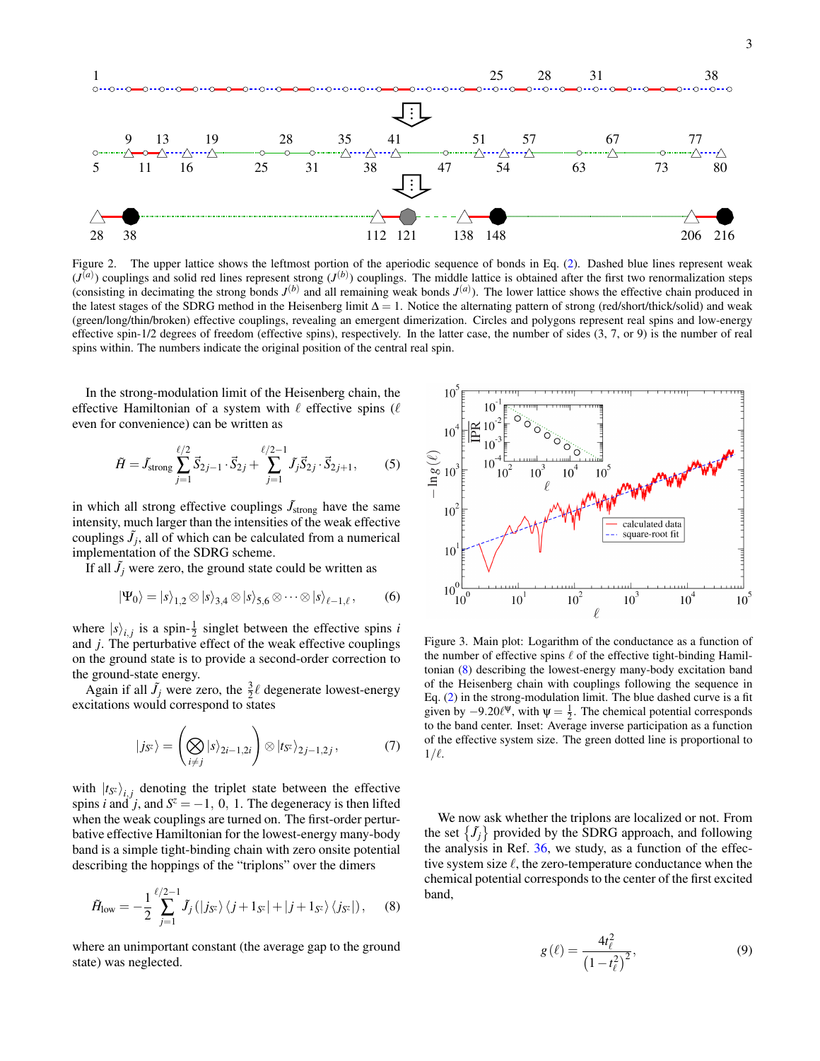Figure 2. The upper lattice shows the leftmost portion of the aperiodic sequence of bonds in Eq. (2). Dashed blue lines represent weak ($J^{(a)}$) couplings and solid red lines represent strong ($J^{(b)}$) couplings. The middle lattice is obtained after the first two renormalization steps (consisting in decimating the strong bonds $J^{(b)}$ and all remaining weak bonds $J^{(a)}$). The lower lattice shows the effective chain produced in the latest stages of the SDRG method in the Heisenberg limit $\Delta = 1$. Notice the alternating pattern of strong (red/short/thick/solid) and weak (green/long/thin/broken) effective couplings, revealing an emergent dimerization. Circles and polygons represent real spins and low-energy effective spin-1/2 degrees of freedom (effective spins), respectively. In the latter case, the number of sides (3, 7, or 9) is the number of real spins within. The numbers indicate the original position of the central real spin.

In the strong-modulation limit of the Heisenberg chain, the effective Hamiltonian of a system with $\ell$ effective spins ($\ell$ even for convenience) can be written as

$$\tilde{H} = \tilde{J}_{\text{strong}} \sum_{j=1}^{\ell/2} \vec{S}_{2j-1} \cdot \vec{S}_{2j} + \sum_{j=1}^{\ell/2-1} \tilde{J}_j \vec{S}_{2j} \cdot \vec{S}_{2j+1}, \tag{5}$$

in which all strong effective couplings $\tilde{J}_{\text{strong}}$ have the same intensity, much larger than the intensities of the weak effective couplings $\tilde{J}_j$, all of which can be calculated from a numerical implementation of the SDRG scheme.

If all $\tilde{J}_j$ were zero, the ground state could be written as

$$|\Psi_0\rangle = |s\rangle_{1,2} \otimes |s\rangle_{3,4} \otimes |s\rangle_{5,6} \otimes \cdots \otimes |s\rangle_{\ell-1,\ell}, \tag{6}$$

where $|s\rangle_{i,j}$ is a spin-$\frac{1}{2}$ singlet between the effective spins $i$ and $j$. The perturbative effect of the weak effective couplings on the ground state is to provide a second-order correction to the ground-state energy.

Again if all $\tilde{J}_j$ were zero, the $\frac{3}{2}\ell$ degenerate lowest-energy excitations would correspond to states

$$|j_{S^z}\rangle = \left( \bigotimes_{i \neq j} |s\rangle_{2i-1,2i} \right) \otimes |t_{S^z}\rangle_{2j-1,2j}, \tag{7}$$

with $|t_{S^z}\rangle_{i,j}$ denoting the triplet state between the effective spins $i$ and $j$, and $S^z = -1,\ 0,\ 1$. The degeneracy is then lifted when the weak couplings are turned on. The first-order perturbative effective Hamiltonian for the lowest-energy many-body band is a simple tight-binding chain with zero onsite potential describing the hoppings of the "triplons" over the dimers

$$\tilde{H}_{\text{low}} = -\frac{1}{2} \sum_{j=1}^{\ell/2-1} \tilde{J}_j \left( |j_{S^z}\rangle \langle j+1_{S^z}| + |j+1_{S^z}\rangle \langle j_{S^z}| \right), \tag{8}$$

where an unimportant constant (the average gap to the ground state) was neglected.

Figure 3. Main plot: Logarithm of the conductance as a function of the number of effective spins $\ell$ of the effective tight-binding Hamiltonian (8) describing the lowest-energy many-body excitation band of the Heisenberg chain with couplings following the sequence in Eq. (2) in the strong-modulation limit. The blue dashed curve is a fit given by $-9.20\ell^{\psi}$, with $\psi = \frac{1}{2}$. The chemical potential corresponds to the band center. Inset: Average inverse participation as a function of the effective system size. The green dotted line is proportional to $1/\ell$.

We now ask whether the triplons are localized or not. From the set $\{\tilde{J}_j\}$ provided by the SDRG approach, and following the analysis in Ref. 36, we study, as a function of the effective system size $\ell$, the zero-temperature conductance when the chemical potential corresponds to the center of the first excited band,

$$g(\ell) = \frac{4t_\ell^2}{\left(1 - t_\ell^2\right)^2}, \tag{9}$$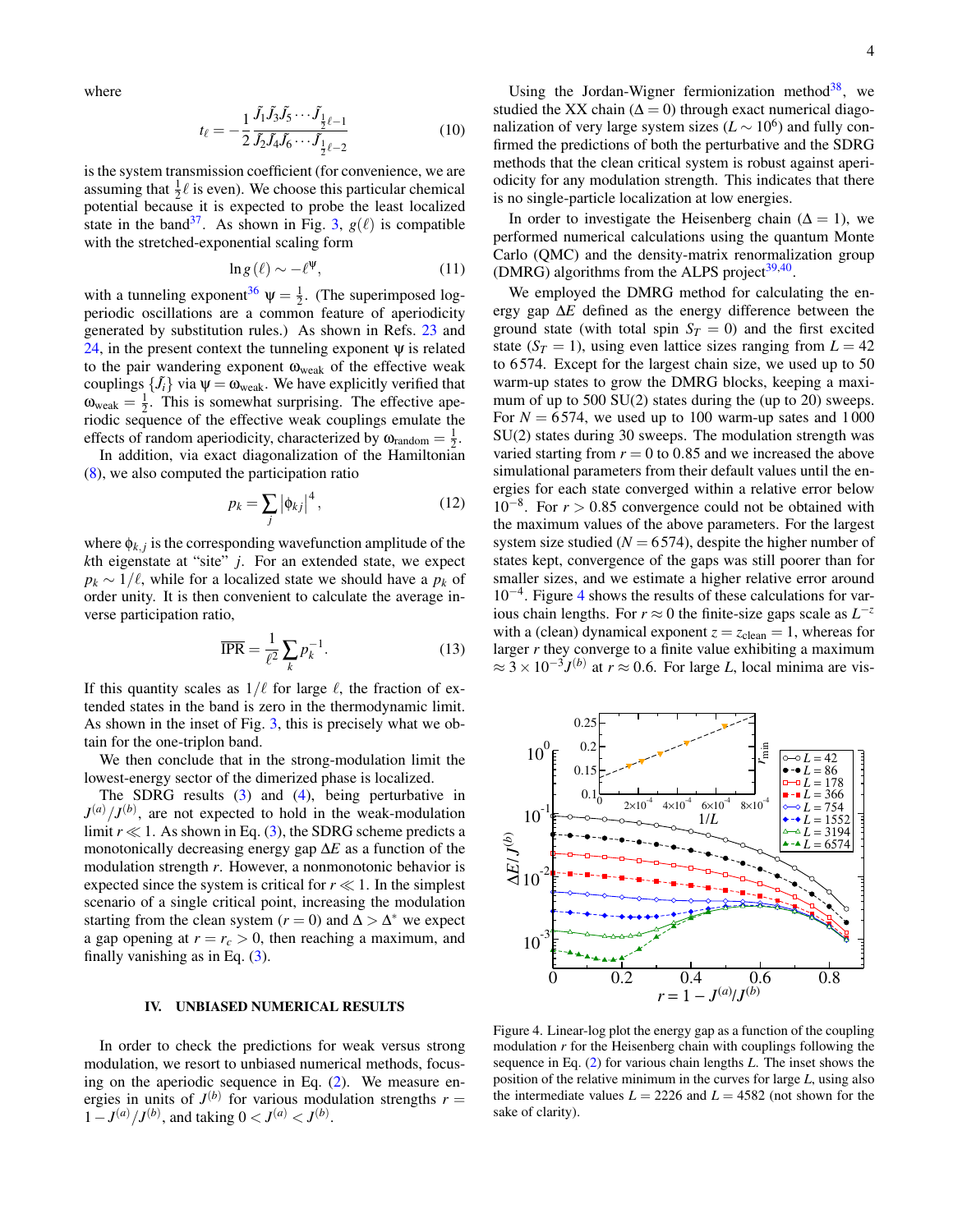where

$$t_\ell = -\frac{1}{2}\frac{\tilde{J}_1\tilde{J}_3\tilde{J}_5\cdots\tilde{J}_{\frac{1}{2}\ell-1}}{\tilde{J}_2\tilde{J}_4\tilde{J}_6\cdots\tilde{J}_{\frac{1}{2}\ell-2}} \tag{10}$$

is the system transmission coefficient (for convenience, we are assuming that $\frac{1}{2}\ell$ is even). We choose this particular chemical potential because it is expected to probe the least localized state in the band[37]. As shown in Fig. 3, $g(\ell)$ is compatible with the stretched-exponential scaling form

$$\ln g(\ell) \sim -\ell^{\psi}, \tag{11}$$

with a tunneling exponent[36] $\psi = \frac{1}{2}$. (The superimposed log-periodic oscillations are a common feature of aperiodicity generated by substitution rules.) As shown in Refs. 23 and 24, in the present context the tunneling exponent $\psi$ is related to the pair wandering exponent $\omega_{\text{weak}}$ of the effective weak couplings $\{\tilde{J}_i\}$ via $\psi = \omega_{\text{weak}}$. We have explicitly verified that $\omega_{\text{weak}} = \frac{1}{2}$. This is somewhat surprising. The effective aperiodic sequence of the effective weak couplings emulate the effects of random aperiodicity, characterized by $\omega_{\text{random}} = \frac{1}{2}$.

In addition, via exact diagonalization of the Hamiltonian (8), we also computed the participation ratio

$$p_k = \sum_j \left|\phi_{kj}\right|^4, \tag{12}$$

where $\phi_{k,j}$ is the corresponding wavefunction amplitude of the $k$th eigenstate at "site" $j$. For an extended state, we expect $p_k \sim 1/\ell$, while for a localized state we should have a $p_k$ of order unity. It is then convenient to calculate the average inverse participation ratio,

$$\overline{\text{IPR}} = \frac{1}{\ell^2}\sum_k p_k^{-1}. \tag{13}$$

If this quantity scales as $1/\ell$ for large $\ell$, the fraction of extended states in the band is zero in the thermodynamic limit. As shown in the inset of Fig. 3, this is precisely what we obtain for the one-triplon band.

We then conclude that in the strong-modulation limit the lowest-energy sector of the dimerized phase is localized.

The SDRG results (3) and (4), being perturbative in $J^{(a)}/J^{(b)}$, are not expected to hold in the weak-modulation limit $r \ll 1$. As shown in Eq. (3), the SDRG scheme predicts a monotonically decreasing energy gap $\Delta E$ as a function of the modulation strength $r$. However, a nonmonotonic behavior is expected since the system is critical for $r \ll 1$. In the simplest scenario of a single critical point, increasing the modulation starting from the clean system ($r = 0$) and $\Delta > \Delta^*$ we expect a gap opening at $r = r_c > 0$, then reaching a maximum, and finally vanishing as in Eq. (3).

## IV. UNBIASED NUMERICAL RESULTS

In order to check the predictions for weak versus strong modulation, we resort to unbiased numerical methods, focusing on the aperiodic sequence in Eq. (2). We measure energies in units of $J^{(b)}$ for various modulation strengths $r = 1 - J^{(a)}/J^{(b)}$, and taking $0 < J^{(a)} < J^{(b)}$.

Using the Jordan-Wigner fermionization method[38], we studied the XX chain ($\Delta = 0$) through exact numerical diagonalization of very large system sizes ($L \sim 10^6$) and fully confirmed the predictions of both the perturbative and the SDRG methods that the clean critical system is robust against aperiodicity for any modulation strength. This indicates that there is no single-particle localization at low energies.

In order to investigate the Heisenberg chain ($\Delta = 1$), we performed numerical calculations using the quantum Monte Carlo (QMC) and the density-matrix renormalization group (DMRG) algorithms from the ALPS project[39,40].

We employed the DMRG method for calculating the energy gap $\Delta E$ defined as the energy difference between the ground state (with total spin $S_T = 0$) and the first excited state ($S_T = 1$), using even lattice sizes ranging from $L = 42$ to 6574. Except for the largest chain size, we used up to 50 warm-up states to grow the DMRG blocks, keeping a maximum of up to 500 SU(2) states during the (up to 20) sweeps. For $N = 6574$, we used up to 100 warm-up sates and 1 000 SU(2) states during 30 sweeps. The modulation strength was varied starting from $r = 0$ to 0.85 and we increased the above simulational parameters from their default values until the energies for each state converged within a relative error below $10^{-8}$. For $r > 0.85$ convergence could not be obtained with the maximum values of the above parameters. For the largest system size studied ($N = 6574$), despite the higher number of states kept, convergence of the gaps was still poorer than for smaller sizes, and we estimate a higher relative error around $10^{-4}$. Figure 4 shows the results of these calculations for various chain lengths. For $r \approx 0$ the finite-size gaps scale as $L^{-z}$ with a (clean) dynamical exponent $z = z_{\text{clean}} = 1$, whereas for larger $r$ they converge to a finite value exhibiting a maximum $\approx 3 \times 10^{-3} J^{(b)}$ at $r \approx 0.6$. For large $L$, local minima are vis-

Figure 4. Linear-log plot the energy gap as a function of the coupling modulation $r$ for the Heisenberg chain with couplings following the sequence in Eq. (2) for various chain lengths $L$. The inset shows the position of the relative minimum in the curves for large $L$, using also the intermediate values $L = 2226$ and $L = 4582$ (not shown for the sake of clarity).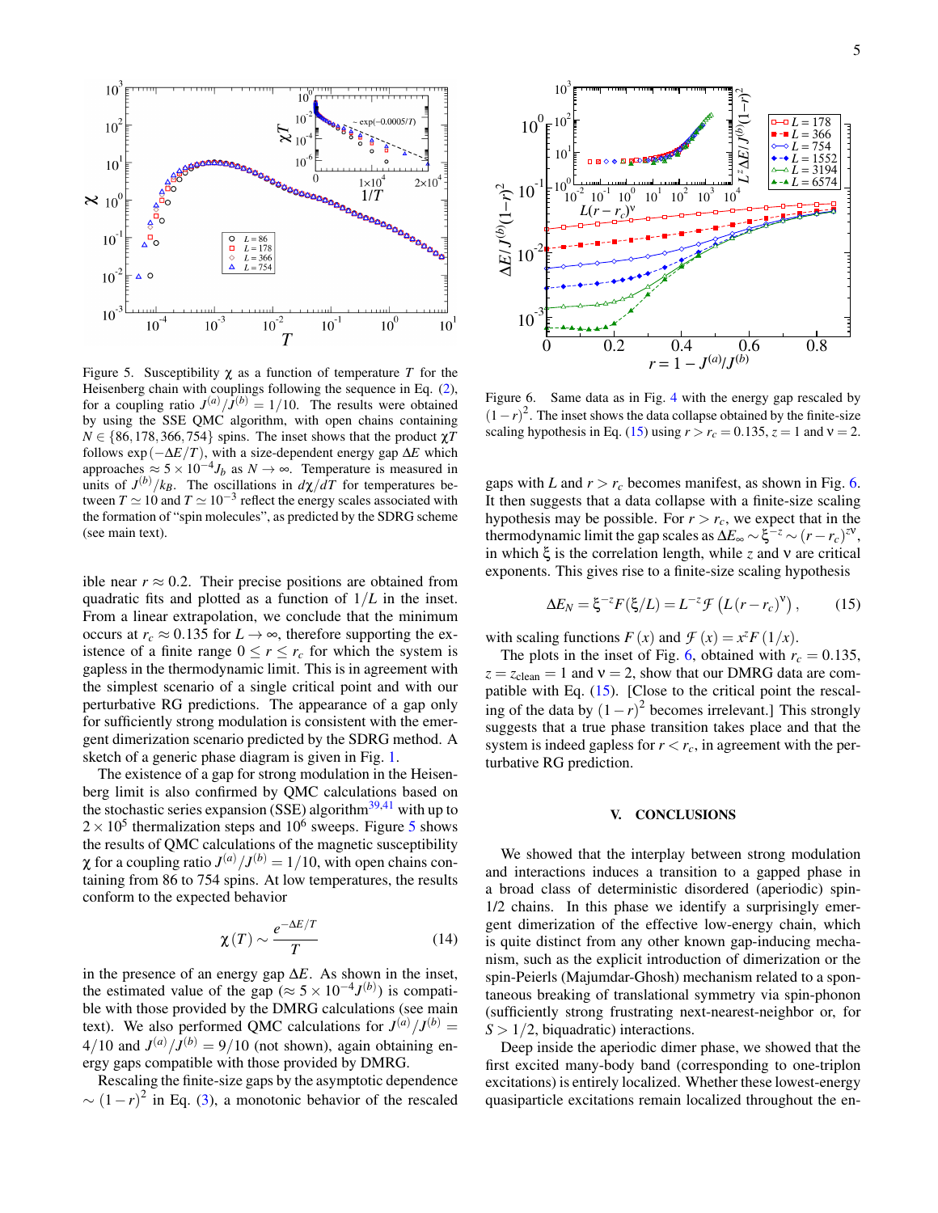Figure 5. Susceptibility $\chi$ as a function of temperature $T$ for the Heisenberg chain with couplings following the sequence in Eq. (2), for a coupling ratio $J^{(a)}/J^{(b)} = 1/10$. The results were obtained by using the SSE QMC algorithm, with open chains containing $N \in \{86, 178, 366, 754\}$ spins. The inset shows that the product $\chi T$ follows $\exp(-\Delta E/T)$, with a size-dependent energy gap $\Delta E$ which approaches $\approx 5 \times 10^{-4} J_b$ as $N \to \infty$. Temperature is measured in units of $J^{(b)}/k_B$. The oscillations in $d\chi/dT$ for temperatures between $T \simeq 10$ and $T \simeq 10^{-3}$ reflect the energy scales associated with the formation of "spin molecules", as predicted by the SDRG scheme (see main text).

ible near $r \approx 0.2$. Their precise positions are obtained from quadratic fits and plotted as a function of $1/L$ in the inset. From a linear extrapolation, we conclude that the minimum occurs at $r_c \approx 0.135$ for $L \to \infty$, therefore supporting the existence of a finite range $0 \leq r \leq r_c$ for which the system is gapless in the thermodynamic limit. This is in agreement with the simplest scenario of a single critical point and with our perturbative RG predictions. The appearance of a gap only for sufficiently strong modulation is consistent with the emergent dimerization scenario predicted by the SDRG method. A sketch of a generic phase diagram is given in Fig. 1.

The existence of a gap for strong modulation in the Heisenberg limit is also confirmed by QMC calculations based on the stochastic series expansion (SSE) algorithm[39,41] with up to $2 \times 10^5$ thermalization steps and $10^6$ sweeps. Figure 5 shows the results of QMC calculations of the magnetic susceptibility $\chi$ for a coupling ratio $J^{(a)}/J^{(b)} = 1/10$, with open chains containing from 86 to 754 spins. At low temperatures, the results conform to the expected behavior

$$\chi(T) \sim \frac{e^{-\Delta E/T}}{T} \tag{14}$$

in the presence of an energy gap $\Delta E$. As shown in the inset, the estimated value of the gap ($\approx 5 \times 10^{-4} J^{(b)}$) is compatible with those provided by the DMRG calculations (see main text). We also performed QMC calculations for $J^{(a)}/J^{(b)} = 4/10$ and $J^{(a)}/J^{(b)} = 9/10$ (not shown), again obtaining energy gaps compatible with those provided by DMRG.

Rescaling the finite-size gaps by the asymptotic dependence $\sim (1-r)^2$ in Eq. (3), a monotonic behavior of the rescaled gaps with $L$ and $r > r_c$ becomes manifest, as shown in Fig. 6. It then suggests that a data collapse with a finite-size scaling hypothesis may be possible. For $r > r_c$, we expect that in the thermodynamic limit the gap scales as $\Delta E_\infty \sim \xi^{-z} \sim (r - r_c)^{z\nu}$, in which $\xi$ is the correlation length, while $z$ and $\nu$ are critical exponents. This gives rise to a finite-size scaling hypothesis

$$\Delta E_N = \xi^{-z} F(\xi/L) = L^{-z} \mathcal{F}\left(L(r-r_c)^\nu\right), \tag{15}$$

with scaling functions $F(x)$ and $\mathcal{F}(x) = x^z F(1/x)$.

Figure 6. Same data as in Fig. 4 with the energy gap rescaled by $(1-r)^2$. The inset shows the data collapse obtained by the finite-size scaling hypothesis in Eq. (15) using $r > r_c = 0.135$, $z = 1$ and $\nu = 2$.

The plots in the inset of Fig. 6, obtained with $r_c = 0.135$, $z = z_{\text{clean}} = 1$ and $\nu = 2$, show that our DMRG data are compatible with Eq. (15). [Close to the critical point the rescaling of the data by $(1-r)^2$ becomes irrelevant.] This strongly suggests that a true phase transition takes place and that the system is indeed gapless for $r < r_c$, in agreement with the perturbative RG prediction.

## V. CONCLUSIONS

We showed that the interplay between strong modulation and interactions induces a transition to a gapped phase in a broad class of deterministic disordered (aperiodic) spin-1/2 chains. In this phase we identify a surprisingly emergent dimerization of the effective low-energy chain, which is quite distinct from any other known gap-inducing mechanism, such as the explicit introduction of dimerization or the spin-Peierls (Majumdar-Ghosh) mechanism related to a spontaneous breaking of translational symmetry via spin-phonon (sufficiently strong frustrating next-nearest-neighbor or, for $S > 1/2$, biquadratic) interactions.

Deep inside the aperiodic dimer phase, we showed that the first excited many-body band (corresponding to one-triplon excitations) is entirely localized. Whether these lowest-energy quasiparticle excitations remain localized throughout the en-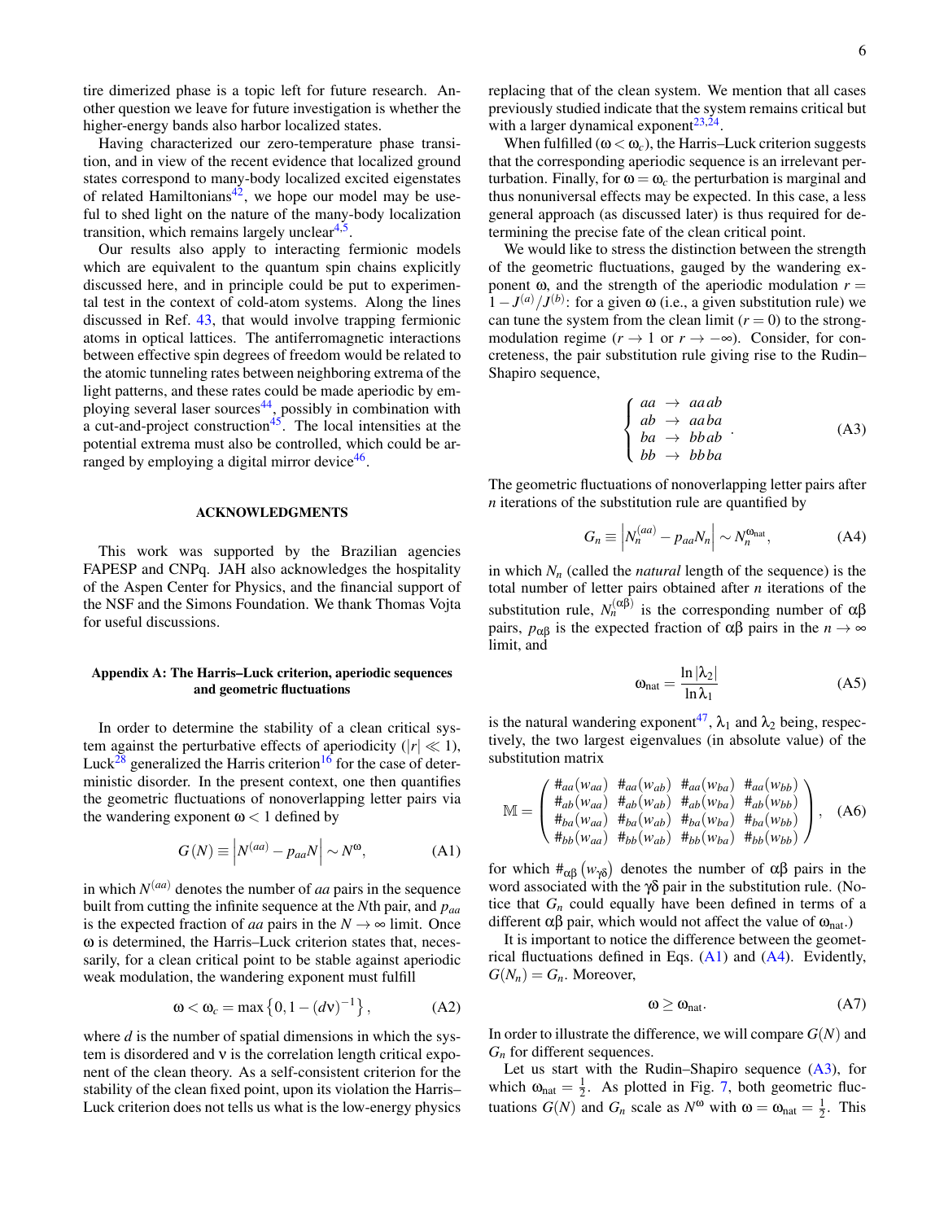tire dimerized phase is a topic left for future research. Another question we leave for future investigation is whether the higher-energy bands also harbor localized states.

Having characterized our zero-temperature phase transition, and in view of the recent evidence that localized ground states correspond to many-body localized excited eigenstates of related Hamiltonians[42], we hope our model may be useful to shed light on the nature of the many-body localization transition, which remains largely unclear[4,5].

Our results also apply to interacting fermionic models which are equivalent to the quantum spin chains explicitly discussed here, and in principle could be put to experimental test in the context of cold-atom systems. Along the lines discussed in Ref. 43, that would involve trapping fermionic atoms in optical lattices. The antiferromagnetic interactions between effective spin degrees of freedom would be related to the atomic tunneling rates between neighboring extrema of the light patterns, and these rates could be made aperiodic by employing several laser sources[44], possibly in combination with a cut-and-project construction[45]. The local intensities at the potential extrema must also be controlled, which could be arranged by employing a digital mirror device[46].

### ACKNOWLEDGMENTS

This work was supported by the Brazilian agencies FAPESP and CNPq. JAH also acknowledges the hospitality of the Aspen Center for Physics, and the financial support of the NSF and the Simons Foundation. We thank Thomas Vojta for useful discussions.

### Appendix A: The Harris–Luck criterion, aperiodic sequences and geometric fluctuations

In order to determine the stability of a clean critical system against the perturbative effects of aperiodicity ($|r| \ll 1$), Luck[28] generalized the Harris criterion[16] for the case of deterministic disorder. In the present context, one then quantifies the geometric fluctuations of nonoverlapping letter pairs via the wandering exponent $\omega < 1$ defined by

$$G(N) \equiv \left| N^{(aa)} - p_{aa} N \right| \sim N^{\omega}, \tag{A1}$$

in which $N^{(aa)}$ denotes the number of $aa$ pairs in the sequence built from cutting the infinite sequence at the $N$th pair, and $p_{aa}$ is the expected fraction of $aa$ pairs in the $N \to \infty$ limit. Once $\omega$ is determined, the Harris–Luck criterion states that, necessarily, for a clean critical point to be stable against aperiodic weak modulation, the wandering exponent must fulfill

$$\omega < \omega_c = \max\left\{0, 1 - (d\nu)^{-1}\right\}, \tag{A2}$$

where $d$ is the number of spatial dimensions in which the system is disordered and $\nu$ is the correlation length critical exponent of the clean theory. As a self-consistent criterion for the stability of the clean fixed point, upon its violation the Harris–Luck criterion does not tells us what is the low-energy physics replacing that of the clean system. We mention that all cases previously studied indicate that the system remains critical but with a larger dynamical exponent[23,24].

When fulfilled ($\omega < \omega_c$), the Harris–Luck criterion suggests that the corresponding aperiodic sequence is an irrelevant perturbation. Finally, for $\omega = \omega_c$ the perturbation is marginal and thus nonuniversal effects may be expected. In this case, a less general approach (as discussed later) is thus required for determining the precise fate of the clean critical point.

We would like to stress the distinction between the strength of the geometric fluctuations, gauged by the wandering exponent $\omega$, and the strength of the aperiodic modulation $r = 1 - J^{(a)}/J^{(b)}$: for a given $\omega$ (i.e., a given substitution rule) we can tune the system from the clean limit ($r = 0$) to the strong-modulation regime ($r \to 1$ or $r \to -\infty$). Consider, for concreteness, the pair substitution rule giving rise to the Rudin–Shapiro sequence,

$$\left\{ \begin{array}{lcl} aa & \to & aa\,ab \\ ab & \to & aa\,ba \\ ba & \to & bb\,ab \\ bb & \to & bb\,ba \end{array} \right. . \tag{A3}$$

The geometric fluctuations of nonoverlapping letter pairs after $n$ iterations of the substitution rule are quantified by

$$G_n \equiv \left| N_n^{(aa)} - p_{aa} N_n \right| \sim N_n^{\omega_{\mathrm{nat}}}, \tag{A4}$$

in which $N_n$ (called the *natural* length of the sequence) is the total number of letter pairs obtained after $n$ iterations of the substitution rule, $N_n^{(\alpha\beta)}$ is the corresponding number of $\alpha\beta$ pairs, $p_{\alpha\beta}$ is the expected fraction of $\alpha\beta$ pairs in the $n \to \infty$ limit, and

$$\omega_{\mathrm{nat}} = \frac{\ln|\lambda_2|}{\ln \lambda_1} \tag{A5}$$

is the natural wandering exponent[47], $\lambda_1$ and $\lambda_2$ being, respectively, the two largest eigenvalues (in absolute value) of the substitution matrix

$$\mathbb{M} = \begin{pmatrix} \#_{aa}(w_{aa}) & \#_{aa}(w_{ab}) & \#_{aa}(w_{ba}) & \#_{aa}(w_{bb}) \\ \#_{ab}(w_{aa}) & \#_{ab}(w_{ab}) & \#_{ab}(w_{ba}) & \#_{ab}(w_{bb}) \\ \#_{ba}(w_{aa}) & \#_{ba}(w_{ab}) & \#_{ba}(w_{ba}) & \#_{ba}(w_{bb}) \\ \#_{bb}(w_{aa}) & \#_{bb}(w_{ab}) & \#_{bb}(w_{ba}) & \#_{bb}(w_{bb}) \end{pmatrix}, \tag{A6}$$

for which $\#_{\alpha\beta}\left(w_{\gamma\delta}\right)$ denotes the number of $\alpha\beta$ pairs in the word associated with the $\gamma\delta$ pair in the substitution rule. (Notice that $G_n$ could equally have been defined in terms of a different $\alpha\beta$ pair, which would not affect the value of $\omega_{\mathrm{nat}}$.)

It is important to notice the difference between the geometrical fluctuations defined in Eqs. (A1) and (A4). Evidently, $G(N_n) = G_n$. Moreover,

$$\omega \geq \omega_{\mathrm{nat}}. \tag{A7}$$

In order to illustrate the difference, we will compare $G(N)$ and $G_n$ for different sequences.

Let us start with the Rudin–Shapiro sequence (A3), for which $\omega_{\mathrm{nat}} = \frac{1}{2}$. As plotted in Fig. 7, both geometric fluctuations $G(N)$ and $G_n$ scale as $N^{\omega}$ with $\omega = \omega_{\mathrm{nat}} = \frac{1}{2}$. This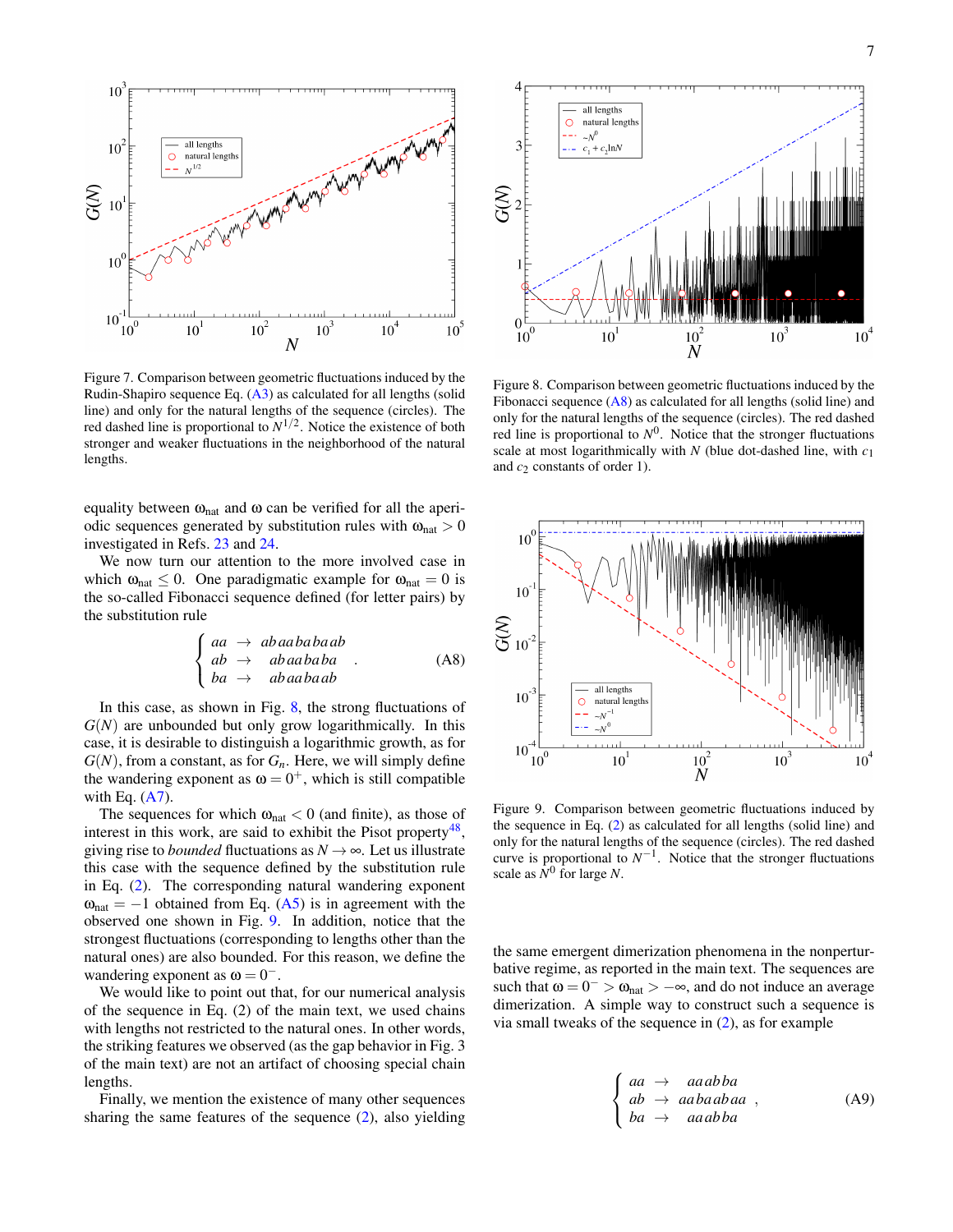Figure 7. Comparison between geometric fluctuations induced by the Rudin-Shapiro sequence Eq. (A3) as calculated for all lengths (solid line) and only for the natural lengths of the sequence (circles). The red dashed line is proportional to $N^{1/2}$. Notice the existence of both stronger and weaker fluctuations in the neighborhood of the natural lengths.

Figure 8. Comparison between geometric fluctuations induced by the Fibonacci sequence (A8) as calculated for all lengths (solid line) and only for the natural lengths of the sequence (circles). The red dashed red line is proportional to $N^0$. Notice that the stronger fluctuations scale at most logarithmically with $N$ (blue dot-dashed line, with $c_1$ and $c_2$ constants of order 1).

equality between $\omega_{\text{nat}}$ and $\omega$ can be verified for all the aperiodic sequences generated by substitution rules with $\omega_{\text{nat}} > 0$ investigated in Refs. 23 and 24.

We now turn our attention to the more involved case in which $\omega_{\text{nat}} \leq 0$. One paradigmatic example for $\omega_{\text{nat}} = 0$ is the so-called Fibonacci sequence defined (for letter pairs) by the substitution rule

$$\begin{cases} aa \rightarrow abaababaab \\ ab \rightarrow abaababa \\ ba \rightarrow abaabaab \end{cases} . \tag{A8}$$

In this case, as shown in Fig. 8, the strong fluctuations of $G(N)$ are unbounded but only grow logarithmically. In this case, it is desirable to distinguish a logarithmic growth, as for $G(N)$, from a constant, as for $G_n$. Here, we will simply define the wandering exponent as $\omega = 0^+$, which is still compatible with Eq. (A7).

The sequences for which $\omega_{\text{nat}} < 0$ (and finite), as those of interest in this work, are said to exhibit the Pisot property[48], giving rise to *bounded* fluctuations as $N \rightarrow \infty$. Let us illustrate this case with the sequence defined by the substitution rule in Eq. (2). The corresponding natural wandering exponent $\omega_{\text{nat}} = -1$ obtained from Eq. (A5) is in agreement with the observed one shown in Fig. 9. In addition, notice that the strongest fluctuations (corresponding to lengths other than the natural ones) are also bounded. For this reason, we define the wandering exponent as $\omega = 0^-$.

We would like to point out that, for our numerical analysis of the sequence in Eq. (2) of the main text, we used chains with lengths not restricted to the natural ones. In other words, the striking features we observed (as the gap behavior in Fig. 3 of the main text) are not an artifact of choosing special chain lengths.

Finally, we mention the existence of many other sequences sharing the same features of the sequence (2), also yielding the same emergent dimerization phenomena in the nonperturbative regime, as reported in the main text. The sequences are such that $\omega = 0^- > \omega_{\text{nat}} > -\infty$, and do not induce an average dimerization. A simple way to construct such a sequence is via small tweaks of the sequence in (2), as for example

Figure 9. Comparison between geometric fluctuations induced by the sequence in Eq. (2) as calculated for all lengths (solid line) and only for the natural lengths of the sequence (circles). The red dashed curve is proportional to $N^{-1}$. Notice that the stronger fluctuations scale as $N^0$ for large $N$.

$$\begin{cases} aa \rightarrow aaabba \\ ab \rightarrow aabaabaa \\ ba \rightarrow aaabba \end{cases} , \tag{A9}$$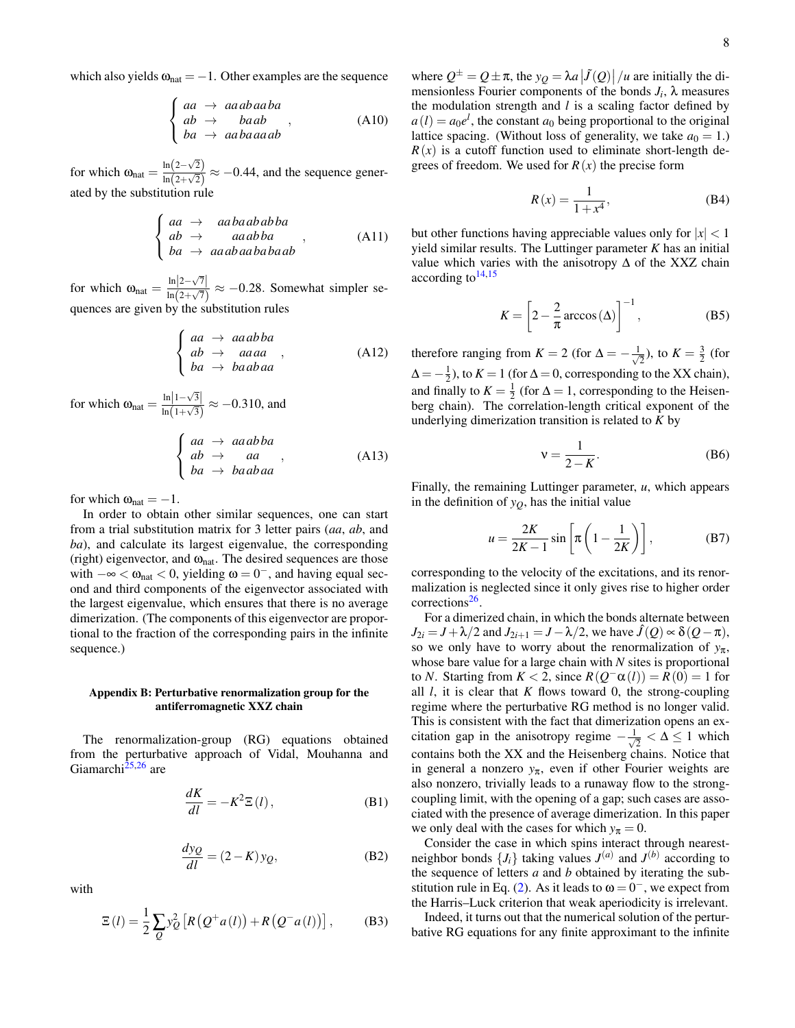which also yields $\omega_{\rm nat} = -1$. Other examples are the sequence

$$
\begin{cases} aa \rightarrow aa\,ab\,aa\,ba \\ ab \rightarrow ba\,ab \\ ba \rightarrow aa\,ba\,aa\,ab \end{cases}, \tag{A10}
$$

for which $\omega_{\rm nat} = \frac{\ln(2-\sqrt{2})}{\ln(2+\sqrt{2})} \approx -0.44$, and the sequence generated by the substitution rule

$$
\begin{cases} aa \rightarrow aa\,ba\,ab\,ab\,ba \\ ab \rightarrow aa\,ab\,ba \\ ba \rightarrow aa\,ab\,aa\,ba\,ba\,ab \end{cases}, \tag{A11}
$$

for which $\omega_{\rm nat} = \frac{\ln|2-\sqrt{7}|}{\ln(2+\sqrt{7})} \approx -0.28$. Somewhat simpler sequences are given by the substitution rules

$$
\begin{cases} aa \rightarrow aa\,ab\,ba \\ ab \rightarrow aa\,aa \\ ba \rightarrow ba\,ab\,aa \end{cases}, \tag{A12}
$$

for which $\omega_{\rm nat} = \frac{\ln|1-\sqrt{3}|}{\ln(1+\sqrt{3})} \approx -0.310$, and

$$
\begin{cases} aa \rightarrow aa\,ab\,ba \\ ab \rightarrow aa \\ ba \rightarrow ba\,ab\,aa \end{cases}, \tag{A13}
$$

for which $\omega_{\rm nat} = -1$.

In order to obtain other similar sequences, one can start from a trial substitution matrix for 3 letter pairs ($aa$, $ab$, and $ba$), and calculate its largest eigenvalue, the corresponding (right) eigenvector, and $\omega_{\rm nat}$. The desired sequences are those with $-\infty < \omega_{\rm nat} < 0$, yielding $\omega = 0^{-}$, and having equal second and third components of the eigenvector associated with the largest eigenvalue, which ensures that there is no average dimerization. (The components of this eigenvector are proportional to the fraction of the corresponding pairs in the infinite sequence.)

## Appendix B: Perturbative renormalization group for the antiferromagnetic XXZ chain

The renormalization-group (RG) equations obtained from the perturbative approach of Vidal, Mouhanna and Giamarchi[25,26] are

$$
\frac{dK}{dl} = -K^2 \Xi(l), \tag{B1}
$$

$$
\frac{dy_Q}{dl} = (2-K)\,y_Q, \tag{B2}
$$

with

$$
\Xi(l) = \frac{1}{2}\sum_Q y_Q^2 \left[R\left(Q^+ a(l)\right) + R\left(Q^- a(l)\right)\right], \tag{B3}
$$

where $Q^{\pm} = Q \pm \pi$, the $y_Q = \lambda a \left|\tilde{J}(Q)\right|/u$ are initially the dimensionless Fourier components of the bonds $J_i$, $\lambda$ measures the modulation strength and $l$ is a scaling factor defined by $a(l) = a_0 e^l$, the constant $a_0$ being proportional to the original lattice spacing. (Without loss of generality, we take $a_0 = 1$.) $R(x)$ is a cutoff function used to eliminate short-length degrees of freedom. We used for $R(x)$ the precise form

$$
R(x) = \frac{1}{1+x^4}, \tag{B4}
$$

but other functions having appreciable values only for $|x| < 1$ yield similar results. The Luttinger parameter $K$ has an initial value which varies with the anisotropy $\Delta$ of the XXZ chain according to[14,15]

$$
K = \left[2 - \frac{2}{\pi}\arccos(\Delta)\right]^{-1}, \tag{B5}
$$

therefore ranging from $K = 2$ (for $\Delta = -\frac{1}{\sqrt{2}}$), to $K = \frac{3}{2}$ (for $\Delta = -\frac{1}{2}$), to $K = 1$ (for $\Delta = 0$, corresponding to the XX chain), and finally to $K = \frac{1}{2}$ (for $\Delta = 1$, corresponding to the Heisenberg chain). The correlation-length critical exponent of the underlying dimerization transition is related to $K$ by

$$
\nu = \frac{1}{2-K}. \tag{B6}
$$

Finally, the remaining Luttinger parameter, $u$, which appears in the definition of $y_Q$, has the initial value

$$
u = \frac{2K}{2K-1}\sin\left[\pi\left(1 - \frac{1}{2K}\right)\right], \tag{B7}
$$

corresponding to the velocity of the excitations, and its renormalization is neglected since it only gives rise to higher order corrections[26].

For a dimerized chain, in which the bonds alternate between $J_{2i} = J + \lambda/2$ and $J_{2i+1} = J - \lambda/2$, we have $\hat{J}(Q) \propto \delta(Q-\pi)$, so we only have to worry about the renormalization of $y_\pi$, whose bare value for a large chain with $N$ sites is proportional to $N$. Starting from $K < 2$, since $R(Q^- \alpha(l)) = R(0) = 1$ for all $l$, it is clear that $K$ flows toward 0, the strong-coupling regime where the perturbative RG method is no longer valid. This is consistent with the fact that dimerization opens an excitation gap in the anisotropy regime $-\frac{1}{\sqrt{2}} < \Delta \leq 1$ which contains both the XX and the Heisenberg chains. Notice that in general a nonzero $y_\pi$, even if other Fourier weights are also nonzero, trivially leads to a runaway flow to the strong-coupling limit, with the opening of a gap; such cases are associated with the presence of average dimerization. In this paper we only deal with the cases for which $y_\pi = 0$.

Consider the case in which spins interact through nearest-neighbor bonds $\{J_i\}$ taking values $J^{(a)}$ and $J^{(b)}$ according to the sequence of letters $a$ and $b$ obtained by iterating the substitution rule in Eq. (2). As it leads to $\omega = 0^{-}$, we expect from the Harris–Luck criterion that weak aperiodicity is irrelevant.

Indeed, it turns out that the numerical solution of the perturbative RG equations for any finite approximant to the infinite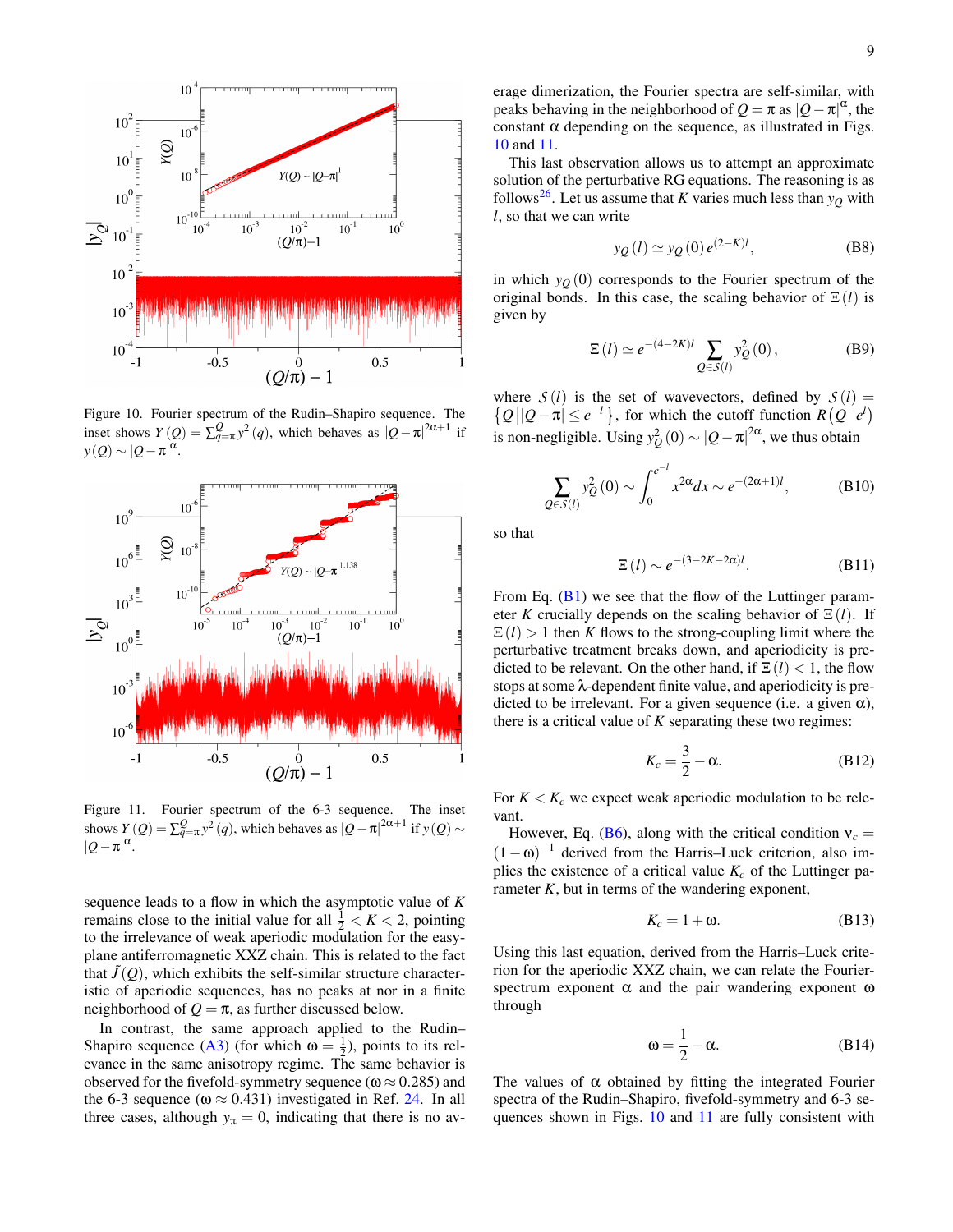Figure 10. Fourier spectrum of the Rudin–Shapiro sequence. The inset shows $Y(Q) = \sum_{q=\pi}^{Q} y^2(q)$, which behaves as $|Q-\pi|^{2\alpha+1}$ if $y(Q) \sim |Q-\pi|^{\alpha}$.

Figure 11. Fourier spectrum of the 6-3 sequence. The inset shows $Y(Q) = \sum_{q=\pi}^{Q} y^2(q)$, which behaves as $|Q-\pi|^{2\alpha+1}$ if $y(Q) \sim |Q-\pi|^{\alpha}$.

sequence leads to a flow in which the asymptotic value of $K$ remains close to the initial value for all $\frac{1}{2} < K < 2$, pointing to the irrelevance of weak aperiodic modulation for the easy-plane antiferromagnetic XXZ chain. This is related to the fact that $\tilde{J}(Q)$, which exhibits the self-similar structure characteristic of aperiodic sequences, has no peaks at nor in a finite neighborhood of $Q = \pi$, as further discussed below.

In contrast, the same approach applied to the Rudin–Shapiro sequence (A3) (for which $\omega = \frac{1}{2}$), points to its relevance in the same anisotropy regime. The same behavior is observed for the fivefold-symmetry sequence ($\omega \approx 0.285$) and the 6-3 sequence ($\omega \approx 0.431$) investigated in Ref. 24. In all three cases, although $y_\pi = 0$, indicating that there is no average dimerization, the Fourier spectra are self-similar, with peaks behaving in the neighborhood of $Q = \pi$ as $|Q-\pi|^{\alpha}$, the constant $\alpha$ depending on the sequence, as illustrated in Figs. 10 and 11.

This last observation allows us to attempt an approximate solution of the perturbative RG equations. The reasoning is as follows[26]. Let us assume that $K$ varies much less than $y_Q$ with $l$, so that we can write

$$y_Q(l) \simeq y_Q(0)\, e^{(2-K)l}, \tag{B8}$$

in which $y_Q(0)$ corresponds to the Fourier spectrum of the original bonds. In this case, the scaling behavior of $\Xi(l)$ is given by

$$\Xi(l) \simeq e^{-(4-2K)l} \sum_{Q \in \mathcal{S}(l)} y_Q^2(0), \tag{B9}$$

where $\mathcal{S}(l)$ is the set of wavevectors, defined by $\mathcal{S}(l) = \left\{Q \,||Q-\pi| \leq e^{-l}\right\}$, for which the cutoff function $R\left(Q^{-}e^{l}\right)$ is non-negligible. Using $y_Q^2(0) \sim |Q-\pi|^{2\alpha}$, we thus obtain

$$\sum_{Q \in \mathcal{S}(l)} y_Q^2(0) \sim \int_0^{e^{-l}} x^{2\alpha} dx \sim e^{-(2\alpha+1)l}, \tag{B10}$$

so that

$$\Xi(l) \sim e^{-(3-2K-2\alpha)l}. \tag{B11}$$

From Eq. (B1) we see that the flow of the Luttinger parameter $K$ crucially depends on the scaling behavior of $\Xi(l)$. If $\Xi(l) > 1$ then $K$ flows to the strong-coupling limit where the perturbative treatment breaks down, and aperiodicity is predicted to be relevant. On the other hand, if $\Xi(l) < 1$, the flow stops at some $\lambda$-dependent finite value, and aperiodicity is predicted to be irrelevant. For a given sequence (i.e. a given $\alpha$), there is a critical value of $K$ separating these two regimes:

$$K_c = \frac{3}{2} - \alpha. \tag{B12}$$

For $K < K_c$ we expect weak aperiodic modulation to be relevant.

However, Eq. (B6), along with the critical condition $\nu_c = (1-\omega)^{-1}$ derived from the Harris–Luck criterion, also implies the existence of a critical value $K_c$ of the Luttinger parameter $K$, but in terms of the wandering exponent,

$$K_c = 1 + \omega. \tag{B13}$$

Using this last equation, derived from the Harris–Luck criterion for the aperiodic XXZ chain, we can relate the Fourier-spectrum exponent $\alpha$ and the pair wandering exponent $\omega$ through

$$\omega = \frac{1}{2} - \alpha. \tag{B14}$$

The values of $\alpha$ obtained by fitting the integrated Fourier spectra of the Rudin–Shapiro, fivefold-symmetry and 6-3 sequences shown in Figs. 10 and 11 are fully consistent with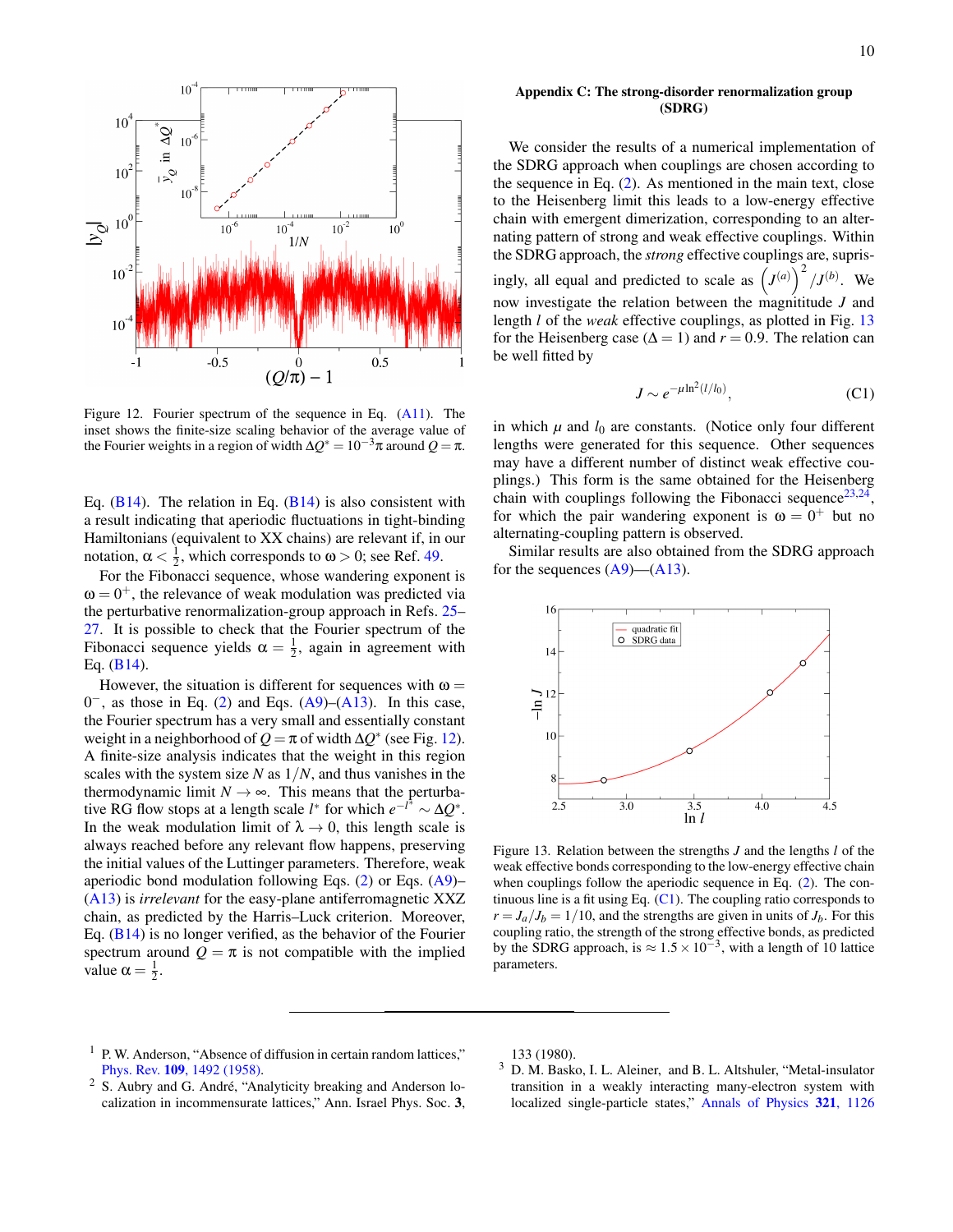Figure 12. Fourier spectrum of the sequence in Eq. (A11). The inset shows the finite-size scaling behavior of the average value of the Fourier weights in a region of width $\Delta Q^* = 10^{-3}\pi$ around $Q = \pi$.

Eq. (B14). The relation in Eq. (B14) is also consistent with a result indicating that aperiodic fluctuations in tight-binding Hamiltonians (equivalent to XX chains) are relevant if, in our notation, $\alpha < \frac{1}{2}$, which corresponds to $\omega > 0$; see Ref. 49.

For the Fibonacci sequence, whose wandering exponent is $\omega = 0^+$, the relevance of weak modulation was predicted via the perturbative renormalization-group approach in Refs. 25–27. It is possible to check that the Fourier spectrum of the Fibonacci sequence yields $\alpha = \frac{1}{2}$, again in agreement with Eq. (B14).

However, the situation is different for sequences with $\omega = 0^-$, as those in Eq. (2) and Eqs. (A9)–(A13). In this case, the Fourier spectrum has a very small and essentially constant weight in a neighborhood of $Q = \pi$ of width $\Delta Q^*$ (see Fig. 12). A finite-size analysis indicates that the weight in this region scales with the system size $N$ as $1/N$, and thus vanishes in the thermodynamic limit $N \to \infty$. This means that the perturbative RG flow stops at a length scale $l^*$ for which $e^{-l^*} \sim \Delta Q^*$. In the weak modulation limit of $\lambda \to 0$, this length scale is always reached before any relevant flow happens, preserving the initial values of the Luttinger parameters. Therefore, weak aperiodic bond modulation following Eqs. (2) or Eqs. (A9)–(A13) is *irrelevant* for the easy-plane antiferromagnetic XXZ chain, as predicted by the Harris–Luck criterion. Moreover, Eq. (B14) is no longer verified, as the behavior of the Fourier spectrum around $Q = \pi$ is not compatible with the implied value $\alpha = \frac{1}{2}$.

### Appendix C: The strong-disorder renormalization group (SDRG)

We consider the results of a numerical implementation of the SDRG approach when couplings are chosen according to the sequence in Eq. (2). As mentioned in the main text, close to the Heisenberg limit this leads to a low-energy effective chain with emergent dimerization, corresponding to an alternating pattern of strong and weak effective couplings. Within the SDRG approach, the *strong* effective couplings are, suprisingly, all equal and predicted to scale as $\left(J^{(a)}\right)^2/J^{(b)}$. We now investigate the relation between the magnitude $J$ and length $l$ of the *weak* effective couplings, as plotted in Fig. 13 for the Heisenberg case ($\Delta = 1$) and $r = 0.9$. The relation can be well fitted by

$$J \sim e^{-\mu \ln^2(l/l_0)}, \tag{C1}$$

in which $\mu$ and $l_0$ are constants. (Notice only four different lengths were generated for this sequence. Other sequences may have a different number of distinct weak effective couplings.) This form is the same obtained for the Heisenberg chain with couplings following the Fibonacci sequence[23,24], for which the pair wandering exponent is $\omega = 0^+$ but no alternating-coupling pattern is observed.

Similar results are also obtained from the SDRG approach for the sequences (A9)—(A13).

Figure 13. Relation between the strengths $J$ and the lengths $l$ of the weak effective bonds corresponding to the low-energy effective chain when couplings follow the aperiodic sequence in Eq. (2). The continuous line is a fit using Eq. (C1). The coupling ratio corresponds to $r = J_a/J_b = 1/10$, and the strengths are given in units of $J_b$. For this coupling ratio, the strength of the strong effective bonds, as predicted by the SDRG approach, is $\approx 1.5 \times 10^{-3}$, with a length of 10 lattice parameters.

---

[1] P. W. Anderson, "Absence of diffusion in certain random lattices," Phys. Rev. **109**, 1492 (1958).

[2] S. Aubry and G. André, "Analyticity breaking and Anderson localization in incommensurate lattices," Ann. Israel Phys. Soc. **3**, 133 (1980).

[3] D. M. Basko, I. L. Aleiner, and B. L. Altshuler, "Metal-insulator transition in a weakly interacting many-electron system with localized single-particle states," Annals of Physics **321**, 1126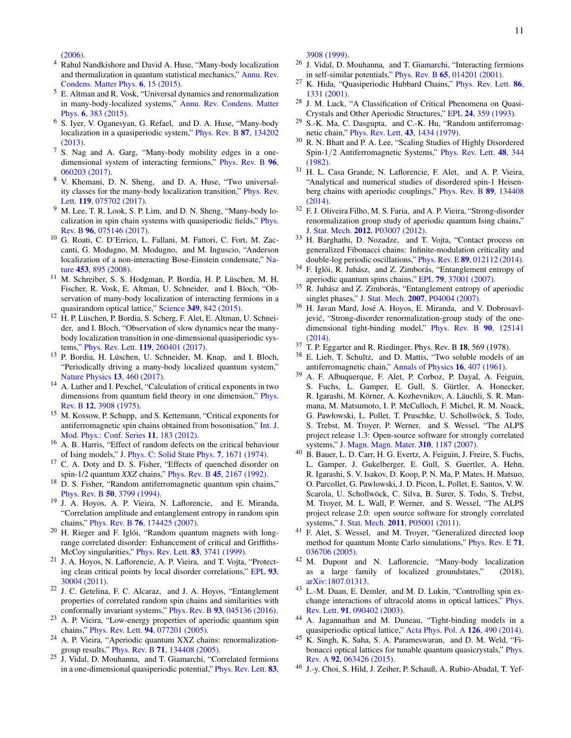(2006).

4. Rahul Nandkishore and David A. Huse, "Many-body localization and thermalization in quantum statistical mechanics," Annu. Rev. Condens. Matter Phys. **6**, 15 (2015).
5. E. Altman and R. Vosk, "Universal dynamics and renormalization in many-body-localized systems," Annu. Rev. Condens. Matter Phys. **6**, 383 (2015).
6. S. Iyer, V. Oganesyan, G. Refael, and D. A. Huse, "Many-body localization in a quasiperiodic system," Phys. Rev. B **87**, 134202 (2013).
7. S. Nag and A. Garg, "Many-body mobility edges in a one-dimensional system of interacting fermions," Phys. Rev. B **96**, 060203 (2017).
8. V. Khemani, D. N. Sheng, and D. A. Huse, "Two universality classes for the many-body localization transition," Phys. Rev. Lett. **119**, 075702 (2017).
9. M. Lee, T. R. Look, S. P. Lim, and D. N. Sheng, "Many-body localization in spin chain systems with quasiperiodic fields," Phys. Rev. B **96**, 075146 (2017).
10. G. Roati, C. D'Errico, L. Fallani, M. Fattori, C. Fort, M. Zaccanti, G. Modugno, M. Modugno, and M. Inguscio, "Anderson localization of a non-interacting Bose-Einstein condensate," Nature **453**, 895 (2008).
11. M. Schreiber, S. S. Hodgman, P. Bordia, H. P. Lüschen, M. H. Fischer, R. Vosk, E. Altman, U. Schneider, and I. Bloch, "Observation of many-body localization of interacting fermions in a quasirandom optical lattice," Science **349**, 842 (2015).
12. H. P. Lüschen, P. Bordia, S. Scherg, F. Alet, E. Altman, U. Schneider, and I. Bloch, "Observation of slow dynamics near the many-body localization transition in one-dimensional quasiperiodic systems," Phys. Rev. Lett. **119**, 260401 (2017).
13. P. Bordia, H. Lüschen, U. Schneider, M. Knap, and I. Bloch, "Periodically driving a many-body localized quantum system," Nature Physics **13**, 460 (2017).
14. A. Luther and I. Peschel, "Calculation of critical exponents in two dimensions from quantum field theory in one dimension," Phys. Rev. B **12**, 3908 (1975).
15. M. Kossow, P. Schupp, and S. Kettemann, "Critical exponents for antiferromagnetic spin chains obtained from bosonisation," Int. J. Mod. Phys.: Conf. Series **11**, 183 (2012).
16. A. B. Harris, "Effect of random defects on the critical behaviour of Ising models," J. Phys. C: Solid State Phys. **7**, 1671 (1974).
17. C. A. Doty and D. S. Fisher, "Effects of quenched disorder on spin-1/2 quantum *XXZ* chains," Phys. Rev. B **45**, 2167 (1992).
18. D. S. Fisher, "Random antiferromagnetic quantum spin chains," Phys. Rev. B **50**, 3799 (1994).
19. J. A. Hoyos, A. P. Vieira, N. Laflorencie, and E. Miranda, "Correlation amplitude and entanglement entropy in random spin chains," Phys. Rev. B **76**, 174425 (2007).
20. H. Rieger and F. Iglói, "Random quantum magnets with long-range correlated disorder: Enhancement of critical and Griffiths-McCoy singularities," Phys. Rev. Lett. **83**, 3741 (1999).
21. J. A. Hoyos, N. Laflorencie, A. P. Vieira, and T. Vojta, "Protecting clean critical points by local disorder correlations," EPL **93**, 30004 (2011).
22. J. C. Getelina, F. C. Alcaraz, and J. A. Hoyos, "Entanglement properties of correlated random spin chains and similarities with conformally invariant systems," Phys. Rev. B **93**, 045136 (2016).
23. A. P. Vieira, "Low-energy properties of aperiodic quantum spin chains," Phys. Rev. Lett. **94**, 077201 (2005).
24. A. P. Vieira, "Aperiodic quantum XXZ chains: renormalization-group results," Phys. Rev. B **71**, 134408 (2005).
25. J. Vidal, D. Mouhanna, and T. Giamarchi, "Correlated fermions in a one-dimensional quasiperiodic potential," Phys. Rev. Lett. **83**, 3908 (1999).
26. J. Vidal, D. Mouhanna, and T. Giamarchi, "Interacting fermions in self-similar potentials," Phys. Rev. B **65**, 014201 (2001).
27. K. Hida, "Quasiperiodic Hubbard Chains," Phys. Rev. Lett. **86**, 1331 (2001).
28. J. M. Luck, "A Classification of Critical Phenomena on Quasi-Crystals and Other Aperiodic Structures," EPL **24**, 359 (1993).
29. S.-K. Ma, C. Dasgupta, and C.-K. Hu, "Random antiferromagnetic chain," Phys. Rev. Lett. **43**, 1434 (1979).
30. R. N. Bhatt and P. A. Lee, "Scaling Studies of Highly Disordered Spin-1/2 Antiferromagnetic Systems," Phys. Rev. Lett. **48**, 344 (1982).
31. H. L. Casa Grande, N. Laflorencie, F. Alet, and A. P. Vieira, "Analytical and numerical studies of disordered spin-1 Heisenberg chains with aperiodic couplings," Phys. Rev. B **89**, 134408 (2014).
32. F. J. Oliveira Filho, M. S. Faria, and A. P. Vieira, "Strong-disorder renormalization group study of aperiodic quantum Ising chains," J. Stat. Mech. **2012**, P03007 (2012).
33. H. Barghathi, D. Nozadze, and T. Vojta, "Contact process on generalized Fibonacci chains: Infinite-modulation criticality and double-log periodic oscillations," Phys. Rev. E **89**, 012112 (2014).
34. F. Iglói, R. Juhász, and Z. Zimborás, "Entanglement entropy of aperiodic quantum spins chains," EPL **79**, 37001 (2007).
35. R. Juhász and Z. Zimborás, "Entanglement entropy of aperiodic singlet phases," J. Stat. Mech. **2007**, P04004 (2007).
36. H. Javan Mard, José A. Hoyos, E. Miranda, and V. Dobrosavljević, "Strong-disorder renormalization-group study of the one-dimensional tight-binding model," Phys. Rev. B **90**, 125141 (2014).
37. T. P. Eggarter and R. Riedinger, Phys. Rev. B **18**, 569 (1978).
38. E. Lieb, T. Schultz, and D. Mattis, "Two soluble models of an antiferromagnetic chain," Annals of Physics **16**, 407 (1961).
39. A. F. Albuquerque, F. Alet, P. Corboz, P. Dayal, A. Feiguin, S. Fuchs, L. Gamper, E. Gull, S. Gürtler, A. Honecker, R. Igarashi, M. Körner, A. Kozhevnikov, A. Läuchli, S. R. Manmana, M. Matsumoto, I. P. McCulloch, F. Michel, R. M. Noack, G. Pawłowski, L. Pollet, T. Pruschke, U. Schollwöck, S. Todo, S. Trebst, M. Troyer, P. Werner, and S. Wessel, "The ALPS project release 1.3: Open-source software for strongly correlated systems," J. Magn. Magn. Mater. **310**, 1187 (2007).
40. B. Bauer, L. D. Carr, H. G. Evertz, A. Feiguin, J. Freire, S. Fuchs, L. Gamper, J. Gukelberger, E. Gull, S. Guertler, A. Hehn, R. Igarashi, S. V. Isakov, D. Koop, P. N. Ma, P. Mates, H. Matsuo, O. Parcollet, G. Pawlowski, J. D. Picon, L. Pollet, E. Santos, V. W. Scarola, U. Schollwöck, C. Silva, B. Surer, S. Todo, S. Trebst, M. Troyer, M. L. Wall, P. Werner, and S. Wessel, "The ALPS project release 2.0: open source software for strongly correlated systems," J. Stat. Mech. **2011**, P05001 (2011).
41. F. Alet, S. Wessel, and M. Troyer, "Generalized directed loop method for quantum Monte Carlo simulations," Phys. Rev. E **71**, 036706 (2005).
42. M. Dupont and N. Laflorencie, "Many-body localization as a large family of localized groundstates," (2018), arXiv:1807.01313.
43. L.-M. Duan, E. Demler, and M. D. Lukin, "Controlling spin exchange interactions of ultracold atoms in optical lattices," Phys. Rev. Lett. **91**, 090402 (2003).
44. A. Jagannathan and M. Duneau, "Tight-binding models in a quasiperiodic optical lattice," Acta Phys. Pol. A **126**, 490 (2014).
45. K. Singh, K. Saha, S. A. Parameswaran, and D. M. Weld, "Fibonacci optical lattices for tunable quantum quasicrystals," Phys. Rev. A **92**, 063426 (2015).
46. J.-y. Choi, S. Hild, J. Zeiher, P. Schauß, A. Rubio-Abadal, T. Yef-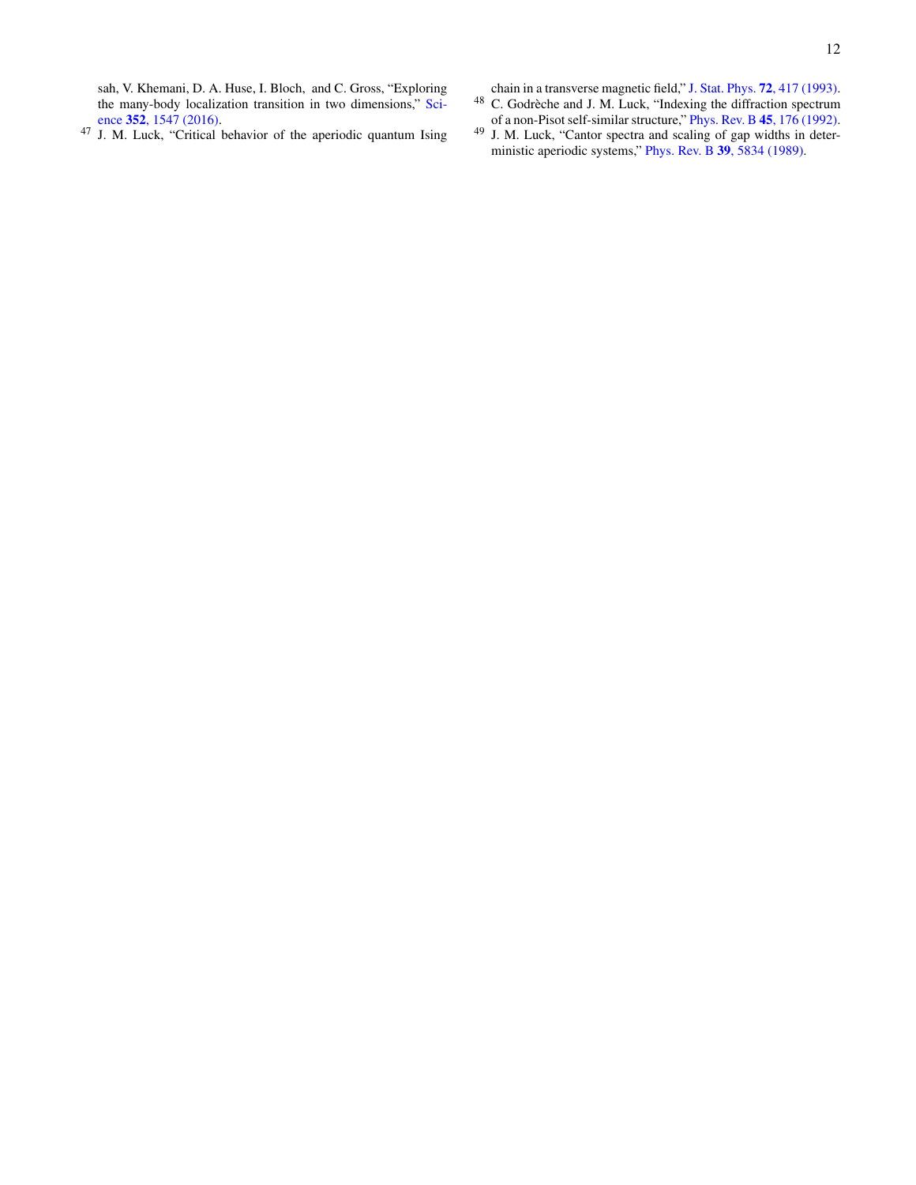sah, V. Khemani, D. A. Huse, I. Bloch, and C. Gross, "Exploring the many-body localization transition in two dimensions," Science **352**, 1547 (2016).

[47] J. M. Luck, "Critical behavior of the aperiodic quantum Ising chain in a transverse magnetic field," J. Stat. Phys. **72**, 417 (1993).

[48] C. Godrèche and J. M. Luck, "Indexing the diffraction spectrum of a non-Pisot self-similar structure," Phys. Rev. B **45**, 176 (1992).

[49] J. M. Luck, "Cantor spectra and scaling of gap widths in deterministic aperiodic systems," Phys. Rev. B **39**, 5834 (1989).